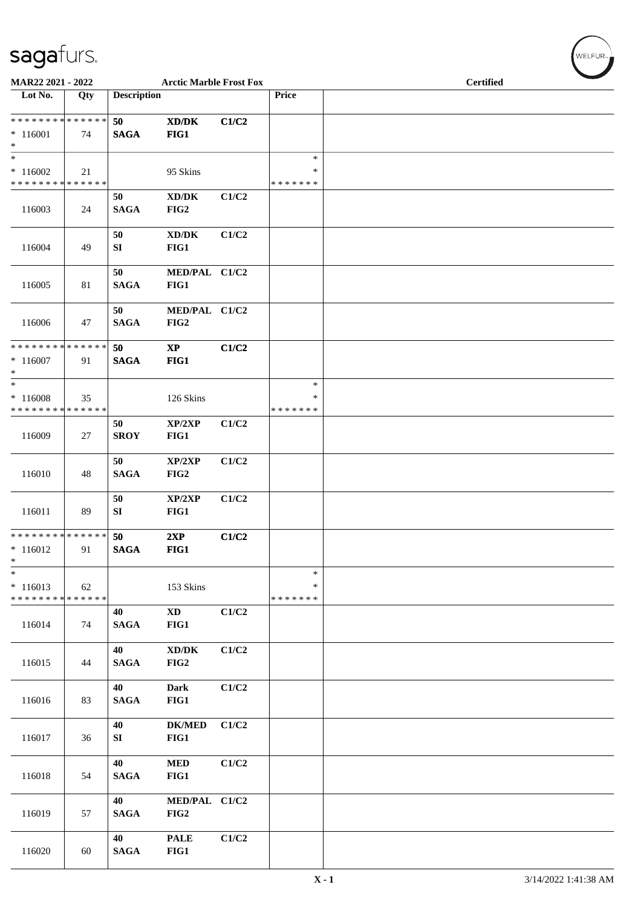**MAR22 2021 - 2022** **Arctic Marble Frost Fox** **Certified**

| Lot No. | Qty | Description | | | Price | |
|---|---|---|---|---|---|---|
| * * * * * * * * * * * * * * | | | | | | |
| * 116001 | 74 | 50 SAGA | XD/DK FIG1 | C1/C2 | | |
| * | | | | | | |
| * | | | | | * | |
| * 116002 | 21 | | 95 Skins | | * | |
| * * * * * * * * * * * * * * | | | | | * * * * * * * | |
| 116003 | 24 | 50 SAGA | XD/DK FIG2 | C1/C2 | | |
| 116004 | 49 | 50 SI | XD/DK FIG1 | C1/C2 | | |
| 116005 | 81 | 50 SAGA | MED/PAL FIG1 | C1/C2 | | |
| 116006 | 47 | 50 SAGA | MED/PAL FIG2 | C1/C2 | | |
| * * * * * * * * * * * * * * | | | | | | |
| * 116007 | 91 | 50 SAGA | XP FIG1 | C1/C2 | | |
| * | | | | | | |
| * | | | | | * | |
| * 116008 | 35 | | 126 Skins | | * | |
| * * * * * * * * * * * * * * | | | | | * * * * * * * | |
| 116009 | 27 | 50 SROY | XP/2XP FIG1 | C1/C2 | | |
| 116010 | 48 | 50 SAGA | XP/2XP FIG2 | C1/C2 | | |
| 116011 | 89 | 50 SI | XP/2XP FIG1 | C1/C2 | | |
| * * * * * * * * * * * * * * | | | | | | |
| * 116012 | 91 | 50 SAGA | 2XP FIG1 | C1/C2 | | |
| * | | | | | | |
| * | | | | | * | |
| * 116013 | 62 | | 153 Skins | | * | |
| * * * * * * * * * * * * * * | | | | | * * * * * * * | |
| 116014 | 74 | 40 SAGA | XD FIG1 | C1/C2 | | |
| 116015 | 44 | 40 SAGA | XD/DK FIG2 | C1/C2 | | |
| 116016 | 83 | 40 SAGA | Dark FIG1 | C1/C2 | | |
| 116017 | 36 | 40 SI | DK/MED FIG1 | C1/C2 | | |
| 116018 | 54 | 40 SAGA | MED FIG1 | C1/C2 | | |
| 116019 | 57 | 40 SAGA | MED/PAL FIG2 | C1/C2 | | |
| 116020 | 60 | 40 SAGA | PALE FIG1 | C1/C2 | | |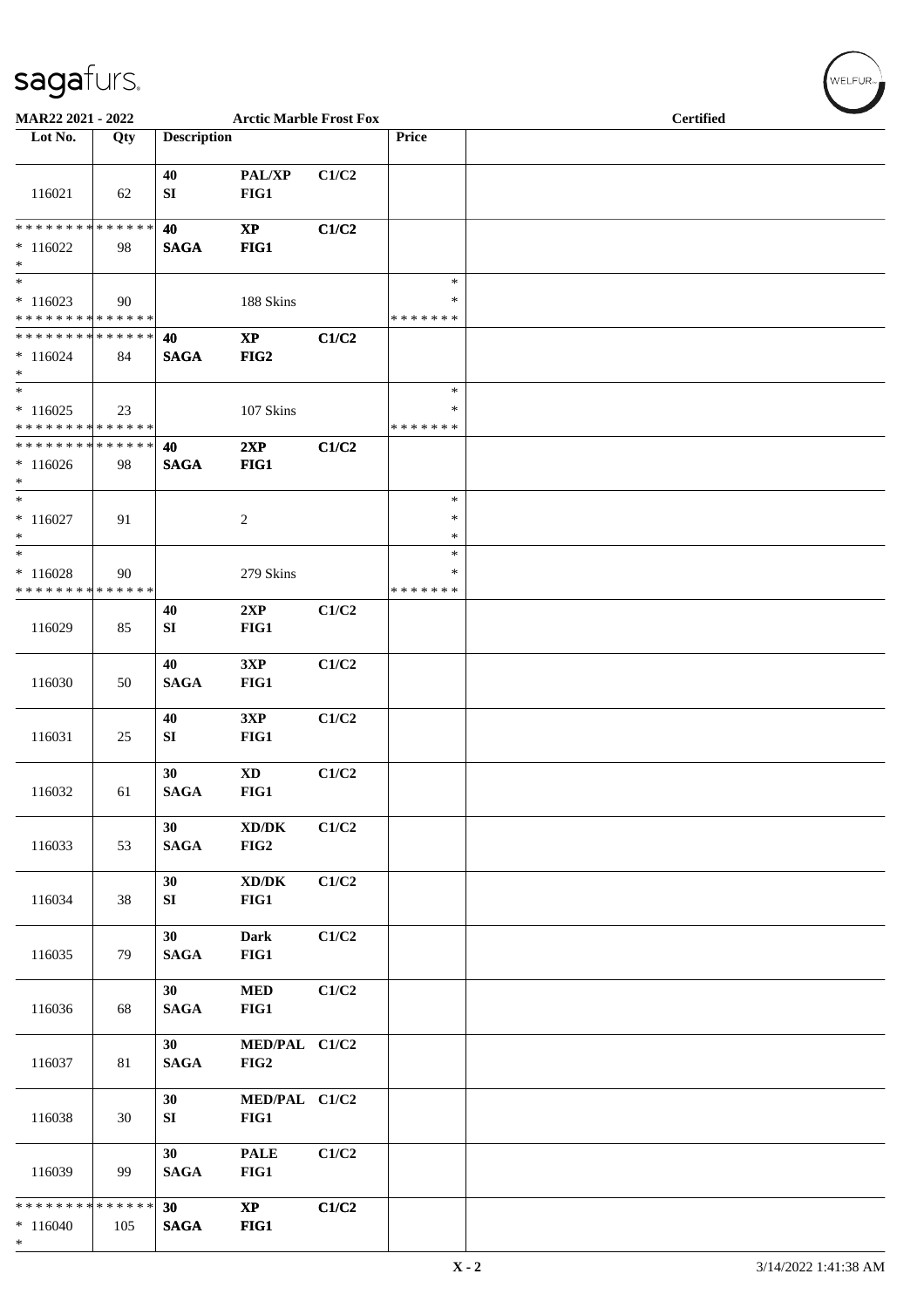MAR22 2021 - 2022 | Arctic Marble Frost Fox | Certified

| Lot No. | Qty | Description | | | Price | |
|---|---|---|---|---|---|---|
| 116021 | 62 | 40 SI | PAL/XP FIG1 | C1/C2 | | |
| * * * * * * * * * * * * * * * 116022 * | 98 | 40 SAGA | XP FIG1 | C1/C2 | | |
| * * 116023 * * * * * * * * * * * * * * | 90 | | 188 Skins | | * * * * * * * * * | |
| * * * * * * * * * * * * * * * 116024 * | 84 | 40 SAGA | XP FIG2 | C1/C2 | | |
| * * 116025 * * * * * * * * * * * * * * | 23 | | 107 Skins | | * * * * * * * * * | |
| * * * * * * * * * * * * * * * 116026 * | 98 | 40 SAGA | 2XP FIG1 | C1/C2 | | |
| * * 116027 * | 91 | | 2 | | * * * | |
| * * 116028 * * * * * * * * * * * * * * | 90 | | 279 Skins | | * * * * * * * * * | |
| 116029 | 85 | 40 SI | 2XP FIG1 | C1/C2 | | |
| 116030 | 50 | 40 SAGA | 3XP FIG1 | C1/C2 | | |
| 116031 | 25 | 40 SI | 3XP FIG1 | C1/C2 | | |
| 116032 | 61 | 30 SAGA | XD FIG1 | C1/C2 | | |
| 116033 | 53 | 30 SAGA | XD/DK FIG2 | C1/C2 | | |
| 116034 | 38 | 30 SI | XD/DK FIG1 | C1/C2 | | |
| 116035 | 79 | 30 SAGA | Dark FIG1 | C1/C2 | | |
| 116036 | 68 | 30 SAGA | MED FIG1 | C1/C2 | | |
| 116037 | 81 | 30 SAGA | MED/PAL FIG2 | C1/C2 | | |
| 116038 | 30 | 30 SI | MED/PAL FIG1 | C1/C2 | | |
| 116039 | 99 | 30 SAGA | PALE FIG1 | C1/C2 | | |
| * * * * * * * * * * * * * * * 116040 * | 105 | 30 SAGA | XP FIG1 | C1/C2 | | |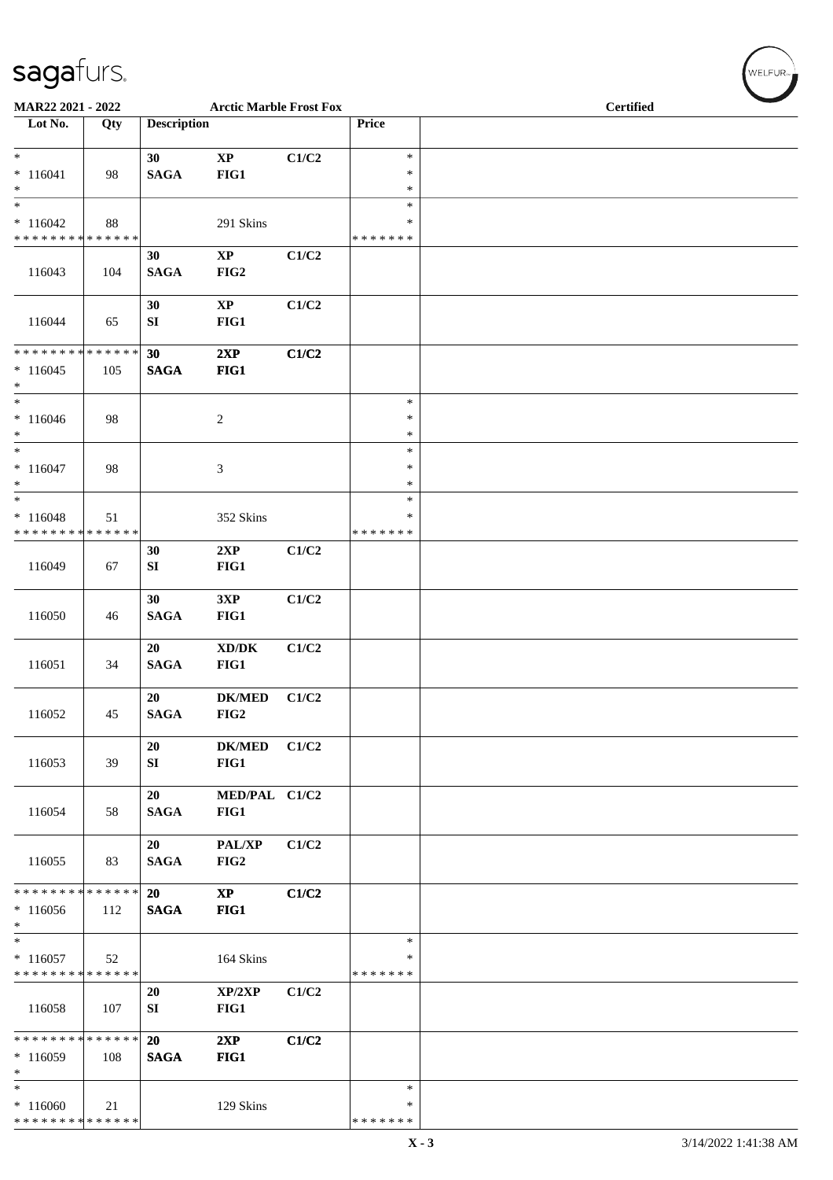MAR22 2021 - 2022 **Arctic Marble Frost Fox** **Certified**

| Lot No. | Qty | Description | | | Price | |
|---|---|---|---|---|---|---|
| * <br> * 116041 <br> * | 98 | **30** <br> **SAGA** | **XP** <br> **FIG1** | **C1/C2** | * <br> * <br> * | |
| * <br> * 116042 <br> * * * * * * * * * * * * * * | 88 | | 291 Skins | | * <br> * <br> * * * * * * * | |
| 116043 | 104 | **30** <br> **SAGA** | **XP** <br> **FIG2** | **C1/C2** | | |
| 116044 | 65 | **30** <br> **SI** | **XP** <br> **FIG1** | **C1/C2** | | |
| * * * * * * * * * * * * * * <br> * 116045 <br> * | 105 | **30** <br> **SAGA** | **2XP** <br> **FIG1** | **C1/C2** | | |
| * <br> * 116046 <br> * | 98 | | 2 | | * <br> * <br> * | |
| * <br> * 116047 <br> * | 98 | | 3 | | * <br> * <br> * | |
| * <br> * 116048 <br> * * * * * * * * * * * * * * | 51 | | 352 Skins | | * <br> * <br> * * * * * * * | |
| 116049 | 67 | **30** <br> **SI** | **2XP** <br> **FIG1** | **C1/C2** | | |
| 116050 | 46 | **30** <br> **SAGA** | **3XP** <br> **FIG1** | **C1/C2** | | |
| 116051 | 34 | **20** <br> **SAGA** | **XD/DK** <br> **FIG1** | **C1/C2** | | |
| 116052 | 45 | **20** <br> **SAGA** | **DK/MED** <br> **FIG2** | **C1/C2** | | |
| 116053 | 39 | **20** <br> **SI** | **DK/MED** <br> **FIG1** | **C1/C2** | | |
| 116054 | 58 | **20** <br> **SAGA** | **MED/PAL** <br> **FIG1** | **C1/C2** | | |
| 116055 | 83 | **20** <br> **SAGA** | **PAL/XP** <br> **FIG2** | **C1/C2** | | |
| * * * * * * * * * * * * * * <br> * 116056 <br> * | 112 | **20** <br> **SAGA** | **XP** <br> **FIG1** | **C1/C2** | | |
| * <br> * 116057 <br> * * * * * * * * * * * * * * | 52 | | 164 Skins | | * <br> * <br> * * * * * * * | |
| 116058 | 107 | **20** <br> **SI** | **XP/2XP** <br> **FIG1** | **C1/C2** | | |
| * * * * * * * * * * * * * * <br> * 116059 <br> * | 108 | **20** <br> **SAGA** | **2XP** <br> **FIG1** | **C1/C2** | | |
| * <br> * 116060 <br> * * * * * * * * * * * * * * | 21 | | 129 Skins | | * <br> * <br> * * * * * * * | |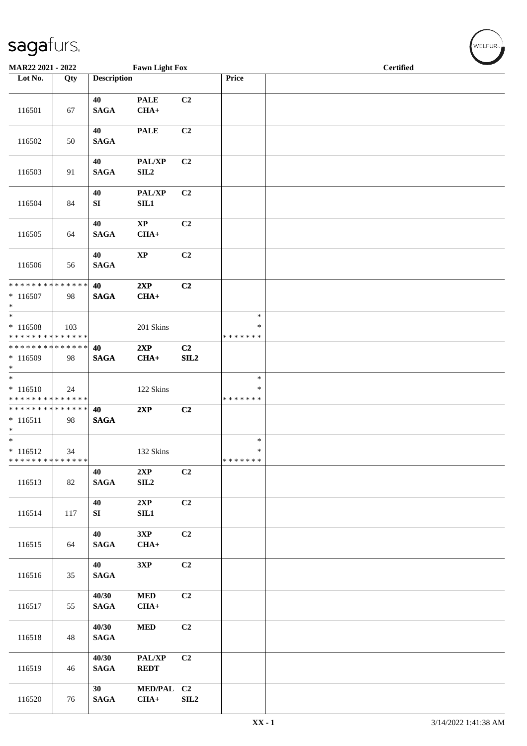**MAR22 2021 - 2022** | **Fawn Light Fox** | **Certified**

| Lot No. | Qty | Description | | | Price | |
|---|---|---|---|---|---|---|
| 116501 | 67 | 40 SAGA | PALE CHA+ | C2 | | |
| 116502 | 50 | 40 SAGA | PALE | C2 | | |
| 116503 | 91 | 40 SAGA | PAL/XP SIL2 | C2 | | |
| 116504 | 84 | 40 SI | PAL/XP SIL1 | C2 | | |
| 116505 | 64 | 40 SAGA | XP CHA+ | C2 | | |
| 116506 | 56 | 40 SAGA | XP | C2 | | |
| * * * * * * * * * * * * * * * 116507 * | 98 | 40 SAGA | 2XP CHA+ | C2 | | |
| * * 116508 * * * * * * * * * * * * * * | 103 | | 201 Skins | | * * * * * * * * * | |
| * * * * * * * * * * * * * * * 116509 * | 98 | 40 SAGA | 2XP CHA+ | C2 SIL2 | | |
| * * 116510 * * * * * * * * * * * * * * | 24 | | 122 Skins | | * * * * * * * * * | |
| * * * * * * * * * * * * * * * 116511 * | 98 | 40 SAGA | 2XP | C2 | | |
| * * 116512 * * * * * * * * * * * * * * | 34 | | 132 Skins | | * * * * * * * * * | |
| 116513 | 82 | 40 SAGA | 2XP SIL2 | C2 | | |
| 116514 | 117 | 40 SI | 2XP SIL1 | C2 | | |
| 116515 | 64 | 40 SAGA | 3XP CHA+ | C2 | | |
| 116516 | 35 | 40 SAGA | 3XP | C2 | | |
| 116517 | 55 | 40/30 SAGA | MED CHA+ | C2 | | |
| 116518 | 48 | 40/30 SAGA | MED | C2 | | |
| 116519 | 46 | 40/30 SAGA | PAL/XP REDT | C2 | | |
| 116520 | 76 | 30 SAGA | MED/PAL CHA+ | C2 SIL2 | | |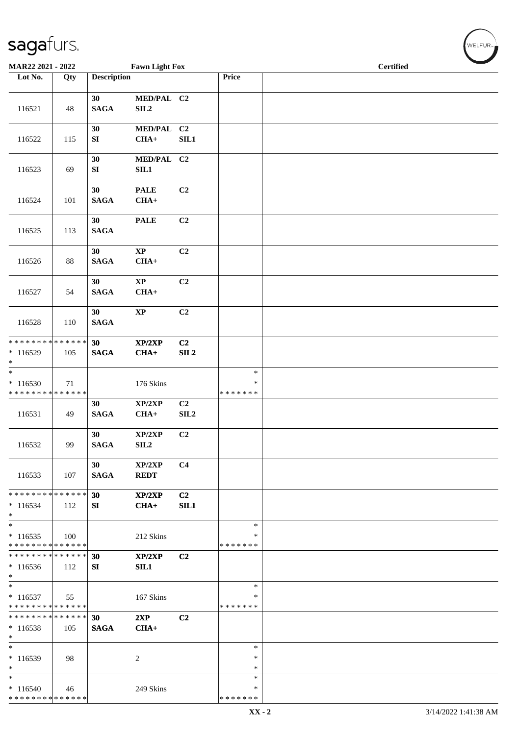MAR22 2021 - 2022 | Fawn Light Fox | Certified

| Lot No. | Qty | Description | | | Price | |
|---|---|---|---|---|---|---|
| 116521 | 48 | 30 SAGA | MED/PAL SIL2 | C2 | | |
| 116522 | 115 | 30 SI | MED/PAL CHA+ | C2 SIL1 | | |
| 116523 | 69 | 30 SI | MED/PAL SIL1 | C2 | | |
| 116524 | 101 | 30 SAGA | PALE CHA+ | C2 | | |
| 116525 | 113 | 30 SAGA | PALE | C2 | | |
| 116526 | 88 | 30 SAGA | XP CHA+ | C2 | | |
| 116527 | 54 | 30 SAGA | XP CHA+ | C2 | | |
| 116528 | 110 | 30 SAGA | XP | C2 | | |
| * * * * * * * * * * * * * * <br> * 116529 <br> * | 105 | 30 SAGA | XP/2XP CHA+ | C2 SIL2 | | |
| * <br> * 116530 <br> * * * * * * * * * * * * * * | 71 | | 176 Skins | | * <br> * <br> * * * * * * * | |
| 116531 | 49 | 30 SAGA | XP/2XP CHA+ | C2 SIL2 | | |
| 116532 | 99 | 30 SAGA | XP/2XP SIL2 | C2 | | |
| 116533 | 107 | 30 SAGA | XP/2XP REDT | C4 | | |
| * * * * * * * * * * * * * * <br> * 116534 <br> * | 112 | 30 SI | XP/2XP CHA+ | C2 SIL1 | | |
| * <br> * 116535 <br> * * * * * * * * * * * * * * | 100 | | 212 Skins | | * <br> * <br> * * * * * * * | |
| * * * * * * * * * * * * * * <br> * 116536 <br> * | 112 | 30 SI | XP/2XP SIL1 | C2 | | |
| * <br> * 116537 <br> * * * * * * * * * * * * * * | 55 | | 167 Skins | | * <br> * <br> * * * * * * * | |
| * * * * * * * * * * * * * * <br> * 116538 <br> * | 105 | 30 SAGA | 2XP CHA+ | C2 | | |
| * <br> * 116539 <br> * | 98 | | 2 | | * <br> * <br> * | |
| * <br> * 116540 <br> * * * * * * * * * * * * * * | 46 | | 249 Skins | | * <br> * <br> * * * * * * * | |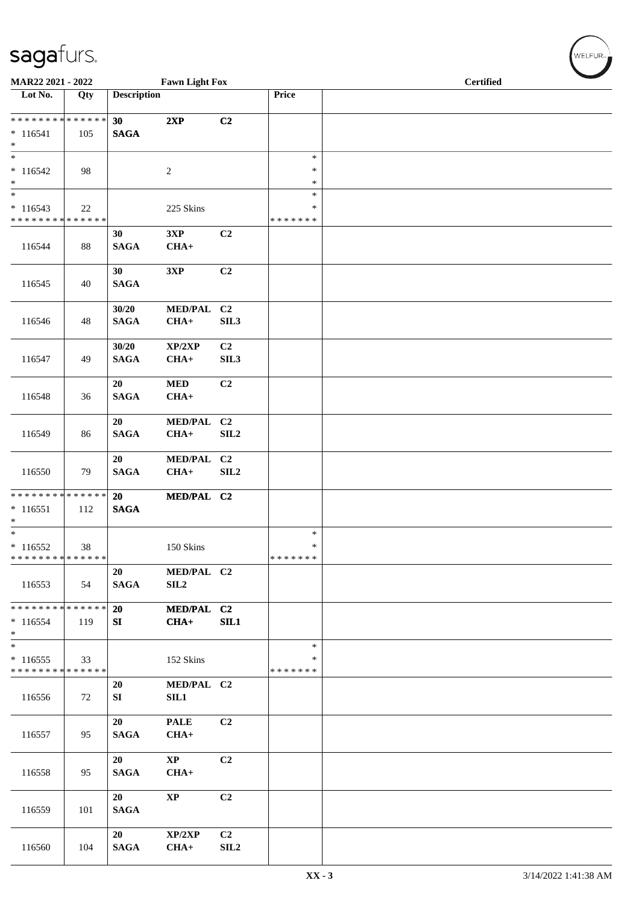MAR22 2021 - 2022 | Fawn Light Fox | Certified

| Lot No. | Qty | Description | | | Price | |
|---|---|---|---|---|---|---|
| * * * * * * * * * * * * * * | | 30 | 2XP | C2 | | |
| * 116541 | 105 | SAGA | | | | |
| * | | | | | | |
| * | | | | | * | |
| * 116542 | 98 | | 2 | | * | |
| * | | | | | * | |
| * | | | | | * | |
| * 116543 | 22 | | 225 Skins | | * | |
| * * * * * * * * * * * * * * | | | | | * * * * * * * | |
| 116544 | 88 | 30 SAGA | 3XP CHA+ | C2 | | |
| 116545 | 40 | 30 SAGA | 3XP | C2 | | |
| 116546 | 48 | 30/20 SAGA | MED/PAL CHA+ | C2 SIL3 | | |
| 116547 | 49 | 30/20 SAGA | XP/2XP CHA+ | C2 SIL3 | | |
| 116548 | 36 | 20 SAGA | MED CHA+ | C2 | | |
| 116549 | 86 | 20 SAGA | MED/PAL CHA+ | C2 SIL2 | | |
| 116550 | 79 | 20 SAGA | MED/PAL CHA+ | C2 SIL2 | | |
| * * * * * * * * * * * * * * | | 20 | MED/PAL | C2 | | |
| * 116551 | 112 | SAGA | | | | |
| * | | | | | | |
| * | | | | | * | |
| * 116552 | 38 | | 150 Skins | | * | |
| * * * * * * * * * * * * * * | | | | | * * * * * * * | |
| 116553 | 54 | 20 SAGA | MED/PAL SIL2 | C2 | | |
| * * * * * * * * * * * * * * | | 20 | MED/PAL | C2 | | |
| * 116554 | 119 | SI | CHA+ | SIL1 | | |
| * | | | | | | |
| * | | | | | * | |
| * 116555 | 33 | | 152 Skins | | * | |
| * * * * * * * * * * * * * * | | | | | * * * * * * * | |
| 116556 | 72 | 20 SI | MED/PAL SIL1 | C2 | | |
| 116557 | 95 | 20 SAGA | PALE CHA+ | C2 | | |
| 116558 | 95 | 20 SAGA | XP CHA+ | C2 | | |
| 116559 | 101 | 20 SAGA | XP | C2 | | |
| 116560 | 104 | 20 SAGA | XP/2XP CHA+ | C2 SIL2 | | |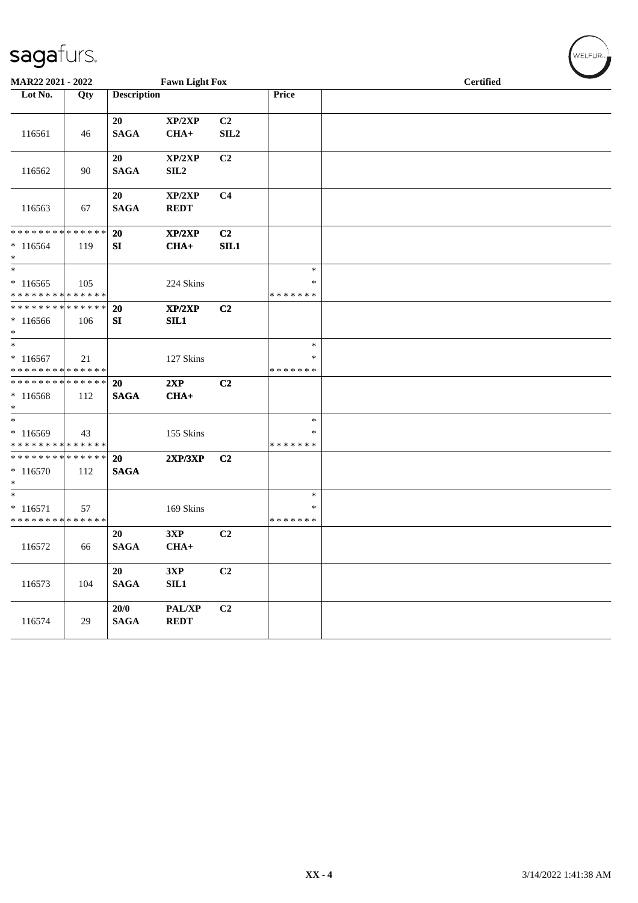MAR22 2021 - 2022 | Fawn Light Fox | Certified

| Lot No. | Qty | Description | | | Price | |
|---|---|---|---|---|---|---|
| 116561 | 46 | 20 SAGA | XP/2XP CHA+ | C2 SIL2 | | |
| 116562 | 90 | 20 SAGA | XP/2XP SIL2 | C2 | | |
| 116563 | 67 | 20 SAGA | XP/2XP REDT | C4 | | |
| * * * * * * * * * * * * * * * 116564 * | 119 | 20 SI | XP/2XP CHA+ | C2 SIL1 | | |
| * * 116565 * * * * * * * * * * * * * * | 105 | | 224 Skins | | * * * * * * * * * | |
| * * * * * * * * * * * * * * * 116566 * | 106 | 20 SI | XP/2XP SIL1 | C2 | | |
| * * 116567 * * * * * * * * * * * * * * | 21 | | 127 Skins | | * * * * * * * * * | |
| * * * * * * * * * * * * * * * 116568 * | 112 | 20 SAGA | 2XP CHA+ | C2 | | |
| * * 116569 * * * * * * * * * * * * * * | 43 | | 155 Skins | | * * * * * * * * * | |
| * * * * * * * * * * * * * * * 116570 * | 112 | 20 SAGA | 2XP/3XP | C2 | | |
| * * 116571 * * * * * * * * * * * * * * | 57 | | 169 Skins | | * * * * * * * * * | |
| 116572 | 66 | 20 SAGA | 3XP CHA+ | C2 | | |
| 116573 | 104 | 20 SAGA | 3XP SIL1 | C2 | | |
| 116574 | 29 | 20/0 SAGA | PAL/XP REDT | C2 | | |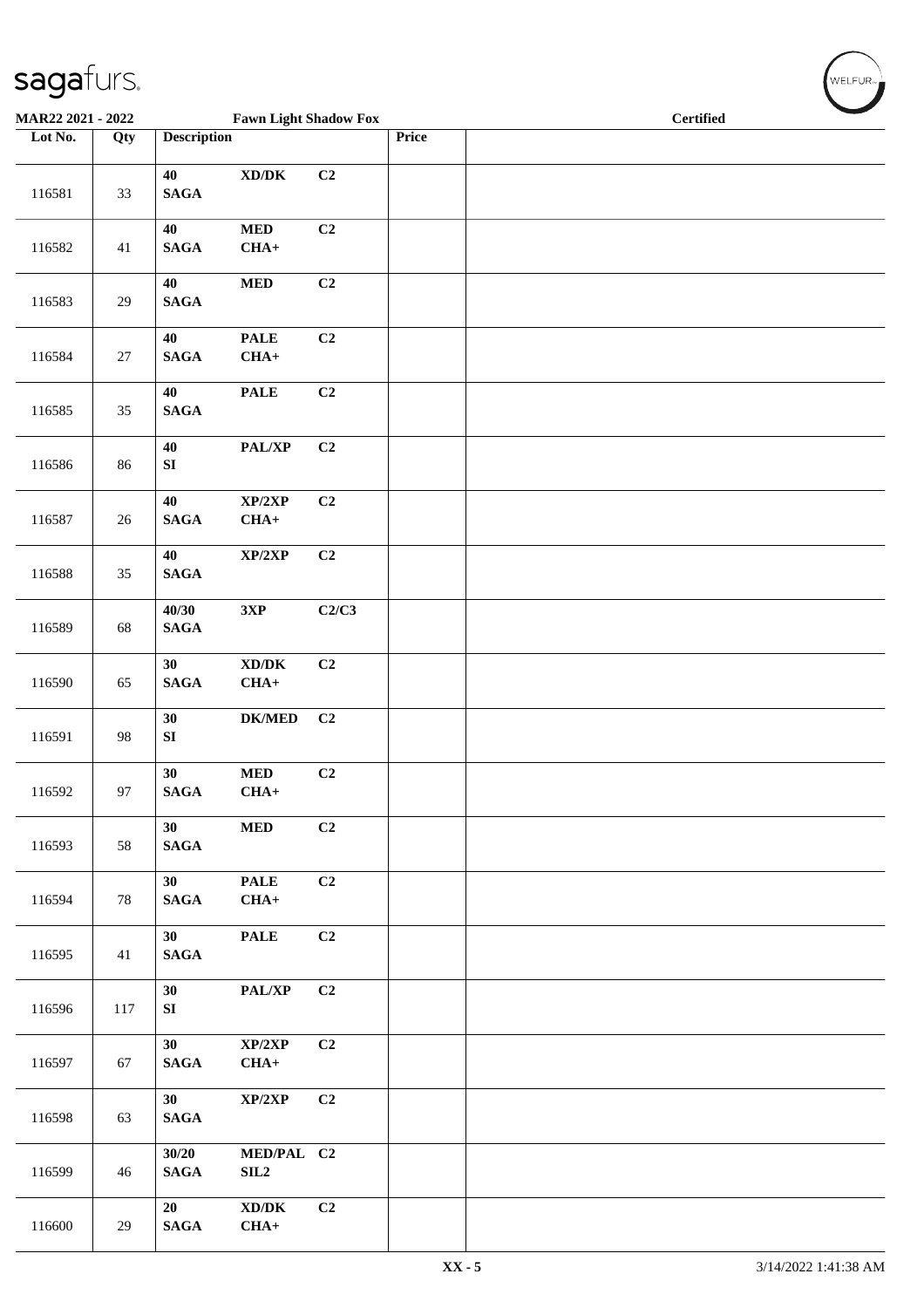MAR22 2021 - 2022 — Fawn Light Shadow Fox — Certified

| Lot No. | Qty | Description | | | Price | |
|---|---|---|---|---|---|---|
| 116581 | 33 | 40 SAGA | XD/DK | C2 | | |
| 116582 | 41 | 40 SAGA | MED CHA+ | C2 | | |
| 116583 | 29 | 40 SAGA | MED | C2 | | |
| 116584 | 27 | 40 SAGA | PALE CHA+ | C2 | | |
| 116585 | 35 | 40 SAGA | PALE | C2 | | |
| 116586 | 86 | 40 SI | PAL/XP | C2 | | |
| 116587 | 26 | 40 SAGA | XP/2XP CHA+ | C2 | | |
| 116588 | 35 | 40 SAGA | XP/2XP | C2 | | |
| 116589 | 68 | 40/30 SAGA | 3XP | C2/C3 | | |
| 116590 | 65 | 30 SAGA | XD/DK CHA+ | C2 | | |
| 116591 | 98 | 30 SI | DK/MED | C2 | | |
| 116592 | 97 | 30 SAGA | MED CHA+ | C2 | | |
| 116593 | 58 | 30 SAGA | MED | C2 | | |
| 116594 | 78 | 30 SAGA | PALE CHA+ | C2 | | |
| 116595 | 41 | 30 SAGA | PALE | C2 | | |
| 116596 | 117 | 30 SI | PAL/XP | C2 | | |
| 116597 | 67 | 30 SAGA | XP/2XP CHA+ | C2 | | |
| 116598 | 63 | 30 SAGA | XP/2XP | C2 | | |
| 116599 | 46 | 30/20 SAGA | MED/PAL SIL2 | C2 | | |
| 116600 | 29 | 20 SAGA | XD/DK CHA+ | C2 | | |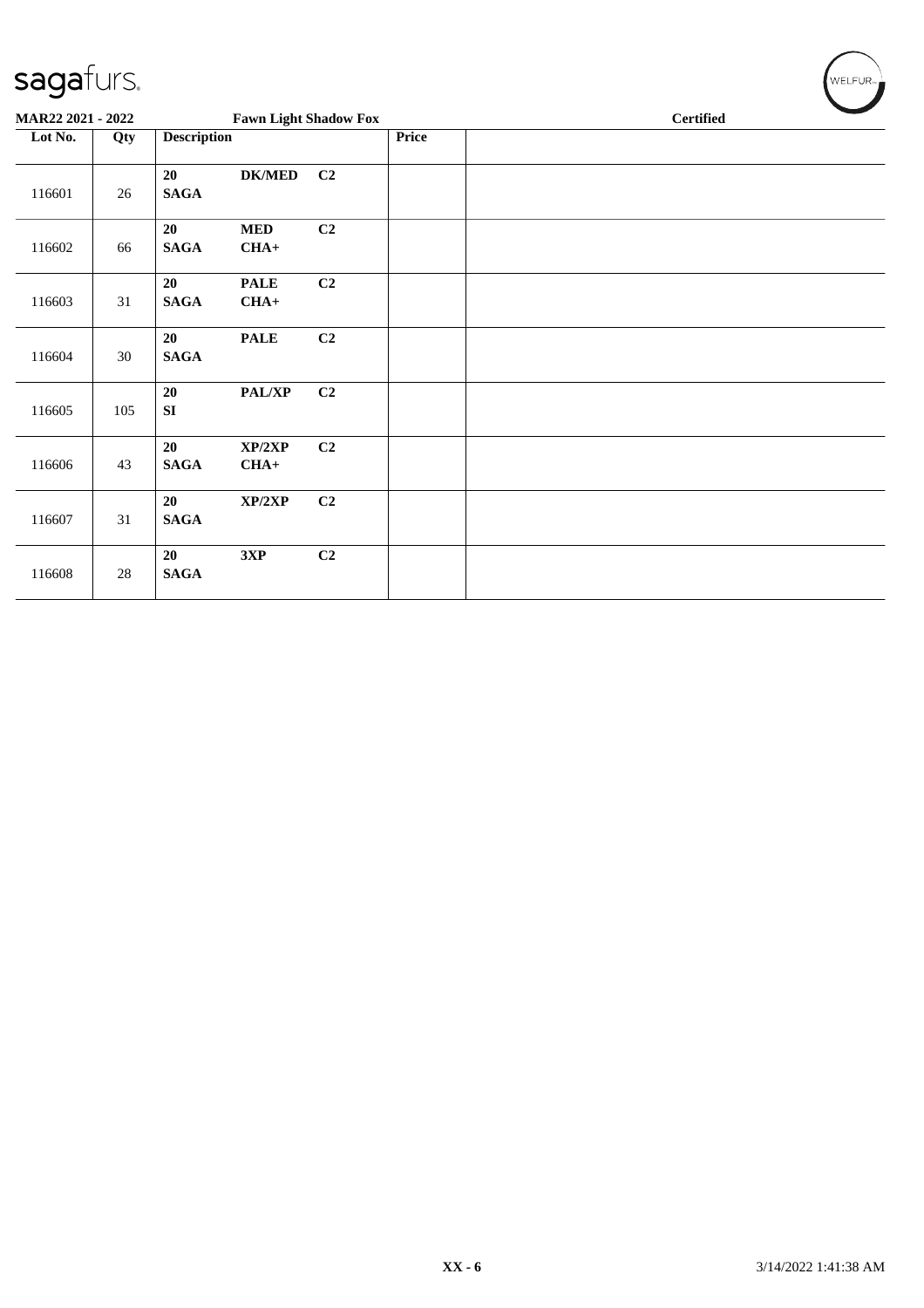**MAR22 2021 - 2022** | **Fawn Light Shadow Fox** | **Certified**

| Lot No. | Qty | Description | | | Price | |
|---|---|---|---|---|---|---|
| 116601 | 26 | **20 SAGA** | **DK/MED** | **C2** | | |
| 116602 | 66 | **20 SAGA** | **MED CHA+** | **C2** | | |
| 116603 | 31 | **20 SAGA** | **PALE CHA+** | **C2** | | |
| 116604 | 30 | **20 SAGA** | **PALE** | **C2** | | |
| 116605 | 105 | **20 SI** | **PAL/XP** | **C2** | | |
| 116606 | 43 | **20 SAGA** | **XP/2XP CHA+** | **C2** | | |
| 116607 | 31 | **20 SAGA** | **XP/2XP** | **C2** | | |
| 116608 | 28 | **20 SAGA** | **3XP** | **C2** | | |

**XX - 6**

3/14/2022 1:41:38 AM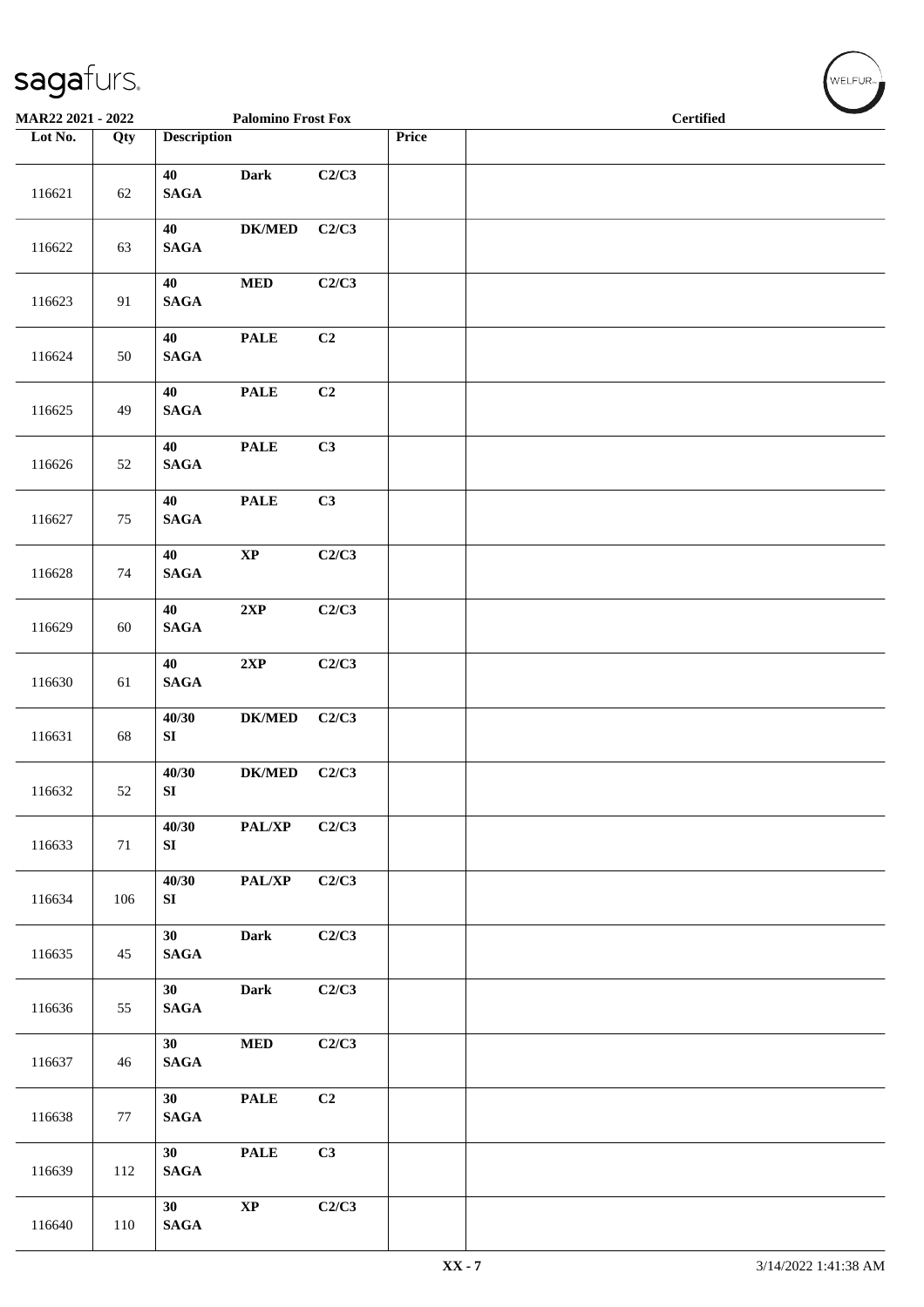**MAR22 2021 - 2022** **Palomino Frost Fox** **Certified**

| Lot No. | Qty | Description | | | Price | |
|---|---|---|---|---|---|---|
| 116621 | 62 | 40 SAGA | Dark | C2/C3 | | |
| 116622 | 63 | 40 SAGA | DK/MED | C2/C3 | | |
| 116623 | 91 | 40 SAGA | MED | C2/C3 | | |
| 116624 | 50 | 40 SAGA | PALE | C2 | | |
| 116625 | 49 | 40 SAGA | PALE | C2 | | |
| 116626 | 52 | 40 SAGA | PALE | C3 | | |
| 116627 | 75 | 40 SAGA | PALE | C3 | | |
| 116628 | 74 | 40 SAGA | XP | C2/C3 | | |
| 116629 | 60 | 40 SAGA | 2XP | C2/C3 | | |
| 116630 | 61 | 40 SAGA | 2XP | C2/C3 | | |
| 116631 | 68 | 40/30 SI | DK/MED | C2/C3 | | |
| 116632 | 52 | 40/30 SI | DK/MED | C2/C3 | | |
| 116633 | 71 | 40/30 SI | PAL/XP | C2/C3 | | |
| 116634 | 106 | 40/30 SI | PAL/XP | C2/C3 | | |
| 116635 | 45 | 30 SAGA | Dark | C2/C3 | | |
| 116636 | 55 | 30 SAGA | Dark | C2/C3 | | |
| 116637 | 46 | 30 SAGA | MED | C2/C3 | | |
| 116638 | 77 | 30 SAGA | PALE | C2 | | |
| 116639 | 112 | 30 SAGA | PALE | C3 | | |
| 116640 | 110 | 30 SAGA | XP | C2/C3 | | |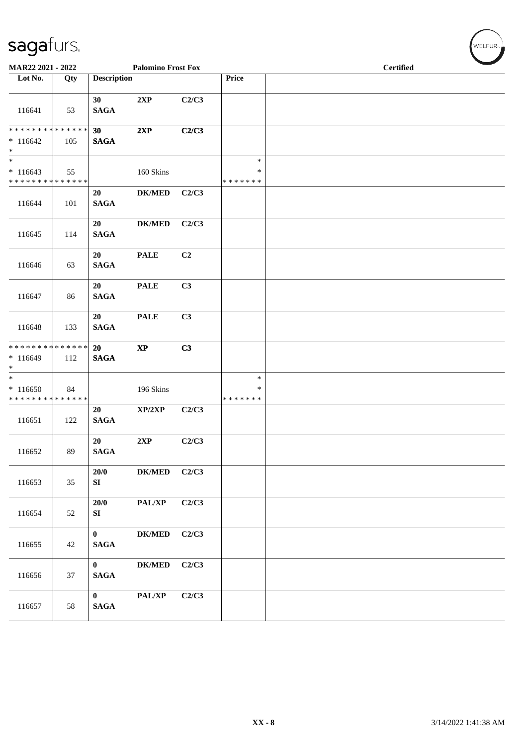MAR22 2021 - 2022 Palomino Frost Fox Certified

| Lot No. | Qty | Description | | | Price | |
|---|---|---|---|---|---|---|
| 116641 | 53 | 30 SAGA | 2XP | C2/C3 | | |
| * * * * * * * * * * * * * * * 116642 * | 105 | 30 SAGA | 2XP | C2/C3 | | |
| * * 116643 * * * * * * * * * * * * * * | 55 | | 160 Skins | | * * * * * * * * * | |
| 116644 | 101 | 20 SAGA | DK/MED | C2/C3 | | |
| 116645 | 114 | 20 SAGA | DK/MED | C2/C3 | | |
| 116646 | 63 | 20 SAGA | PALE | C2 | | |
| 116647 | 86 | 20 SAGA | PALE | C3 | | |
| 116648 | 133 | 20 SAGA | PALE | C3 | | |
| * * * * * * * * * * * * * * * 116649 * | 112 | 20 SAGA | XP | C3 | | |
| * * 116650 * * * * * * * * * * * * * * | 84 | | 196 Skins | | * * * * * * * * * | |
| 116651 | 122 | 20 SAGA | XP/2XP | C2/C3 | | |
| 116652 | 89 | 20 SAGA | 2XP | C2/C3 | | |
| 116653 | 35 | 20/0 SI | DK/MED | C2/C3 | | |
| 116654 | 52 | 20/0 SI | PAL/XP | C2/C3 | | |
| 116655 | 42 | 0 SAGA | DK/MED | C2/C3 | | |
| 116656 | 37 | 0 SAGA | DK/MED | C2/C3 | | |
| 116657 | 58 | 0 SAGA | PAL/XP | C2/C3 | | |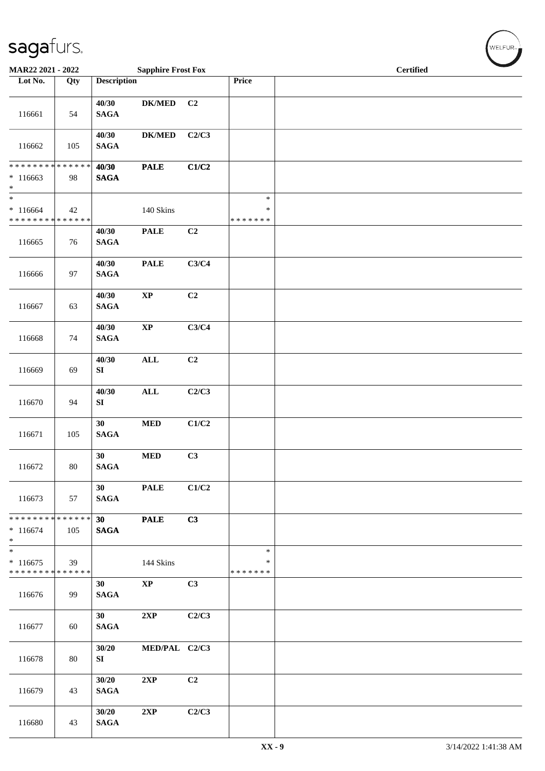MAR22 2021 - 2022 | Sapphire Frost Fox | Certified

| Lot No. | Qty | Description | | | Price | |
|---|---|---|---|---|---|---|
| 116661 | 54 | 40/30 SAGA | DK/MED | C2 | | |
| 116662 | 105 | 40/30 SAGA | DK/MED | C2/C3 | | |
| * * * * * * * * * * * * * * * 116663 * | 98 | 40/30 SAGA | PALE | C1/C2 | | |
| * * 116664 * * * * * * * * * * * * * * | 42 | | 140 Skins | | * * * * * * * * * | |
| 116665 | 76 | 40/30 SAGA | PALE | C2 | | |
| 116666 | 97 | 40/30 SAGA | PALE | C3/C4 | | |
| 116667 | 63 | 40/30 SAGA | XP | C2 | | |
| 116668 | 74 | 40/30 SAGA | XP | C3/C4 | | |
| 116669 | 69 | 40/30 SI | ALL | C2 | | |
| 116670 | 94 | 40/30 SI | ALL | C2/C3 | | |
| 116671 | 105 | 30 SAGA | MED | C1/C2 | | |
| 116672 | 80 | 30 SAGA | MED | C3 | | |
| 116673 | 57 | 30 SAGA | PALE | C1/C2 | | |
| * * * * * * * * * * * * * * * 116674 * | 105 | 30 SAGA | PALE | C3 | | |
| * * 116675 * * * * * * * * * * * * * * | 39 | | 144 Skins | | * * * * * * * * * | |
| 116676 | 99 | 30 SAGA | XP | C3 | | |
| 116677 | 60 | 30 SAGA | 2XP | C2/C3 | | |
| 116678 | 80 | 30/20 SI | MED/PAL | C2/C3 | | |
| 116679 | 43 | 30/20 SAGA | 2XP | C2 | | |
| 116680 | 43 | 30/20 SAGA | 2XP | C2/C3 | | |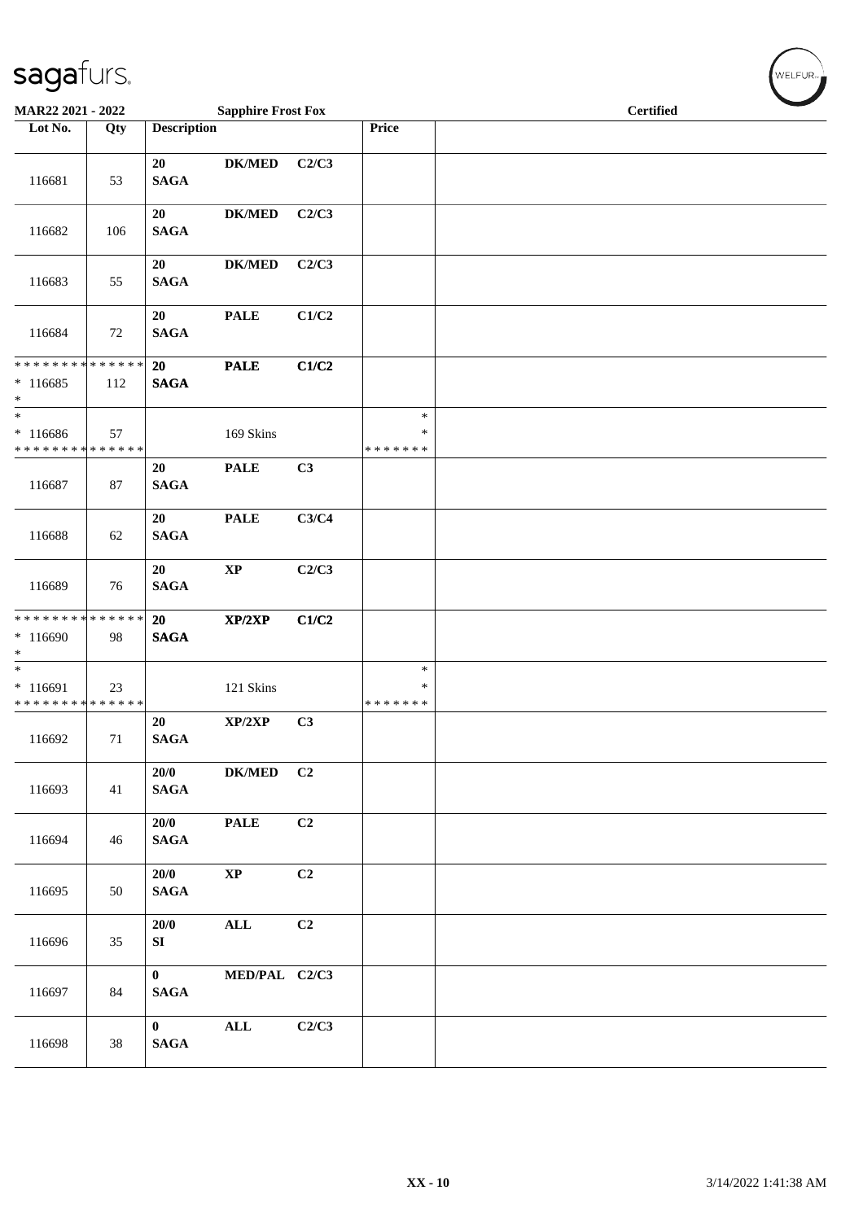# sagafurs.

**MAR22 2021 - 2022** **Sapphire Frost Fox** **Certified**

| Lot No. | Qty | Description | | | Price | |
|---|---|---|---|---|---|---|
| 116681 | 53 | 20 SAGA | DK/MED | C2/C3 | | |
| 116682 | 106 | 20 SAGA | DK/MED | C2/C3 | | |
| 116683 | 55 | 20 SAGA | DK/MED | C2/C3 | | |
| 116684 | 72 | 20 SAGA | PALE | C1/C2 | | |
| * * * * * * * * * * * * * * <br>* 116685<br>* | 112 | 20 SAGA | PALE | C1/C2 | | |
| *<br>* 116686<br>* * * * * * * * * * * * * * | 57 | | 169 Skins | | *<br>*<br>* * * * * * * | |
| 116687 | 87 | 20 SAGA | PALE | C3 | | |
| 116688 | 62 | 20 SAGA | PALE | C3/C4 | | |
| 116689 | 76 | 20 SAGA | XP | C2/C3 | | |
| * * * * * * * * * * * * * * <br>* 116690<br>* | 98 | 20 SAGA | XP/2XP | C1/C2 | | |
| *<br>* 116691<br>* * * * * * * * * * * * * * | 23 | | 121 Skins | | *<br>*<br>* * * * * * * | |
| 116692 | 71 | 20 SAGA | XP/2XP | C3 | | |
| 116693 | 41 | 20/0 SAGA | DK/MED | C2 | | |
| 116694 | 46 | 20/0 SAGA | PALE | C2 | | |
| 116695 | 50 | 20/0 SAGA | XP | C2 | | |
| 116696 | 35 | 20/0 SI | ALL | C2 | | |
| 116697 | 84 | 0 SAGA | MED/PAL | C2/C3 | | |
| 116698 | 38 | 0 SAGA | ALL | C2/C3 | | |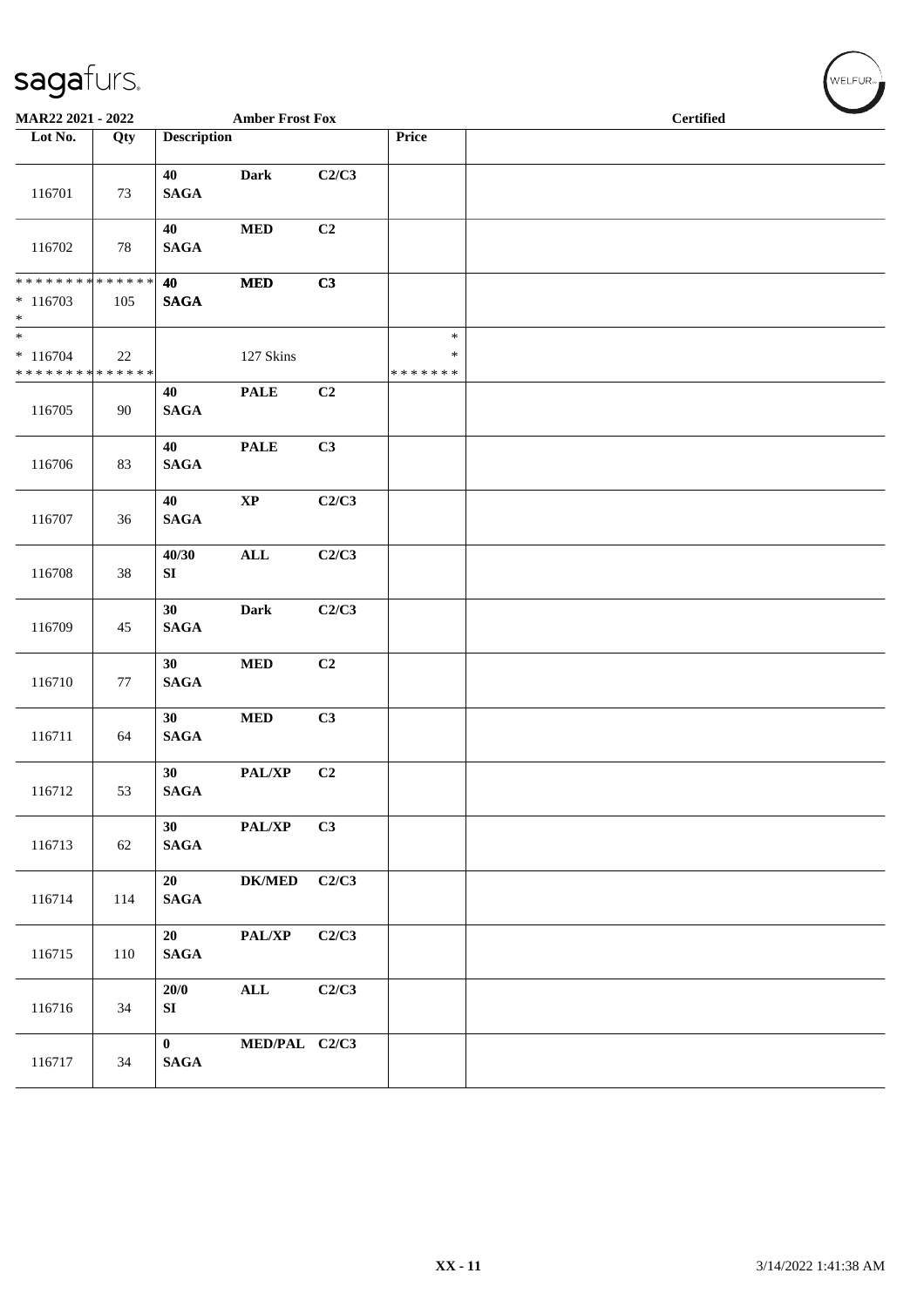MAR22 2021 - 2022 — Amber Frost Fox — Certified

| Lot No. | Qty | Description | | | Price | |
|---|---|---|---|---|---|---|
| 116701 | 73 | 40 SAGA | Dark | C2/C3 | | |
| 116702 | 78 | 40 SAGA | MED | C2 | | |
| * * * * * * * * * * * * * * * * 116703 * | 105 | 40 SAGA | MED | C3 | | |
| * * 116704 * * * * * * * * * * * * * * | 22 | | 127 Skins | | * * * * * * * * * | |
| 116705 | 90 | 40 SAGA | PALE | C2 | | |
| 116706 | 83 | 40 SAGA | PALE | C3 | | |
| 116707 | 36 | 40 SAGA | XP | C2/C3 | | |
| 116708 | 38 | 40/30 SI | ALL | C2/C3 | | |
| 116709 | 45 | 30 SAGA | Dark | C2/C3 | | |
| 116710 | 77 | 30 SAGA | MED | C2 | | |
| 116711 | 64 | 30 SAGA | MED | C3 | | |
| 116712 | 53 | 30 SAGA | PAL/XP | C2 | | |
| 116713 | 62 | 30 SAGA | PAL/XP | C3 | | |
| 116714 | 114 | 20 SAGA | DK/MED | C2/C3 | | |
| 116715 | 110 | 20 SAGA | PAL/XP | C2/C3 | | |
| 116716 | 34 | 20/0 SI | ALL | C2/C3 | | |
| 116717 | 34 | 0 SAGA | MED/PAL | C2/C3 | | |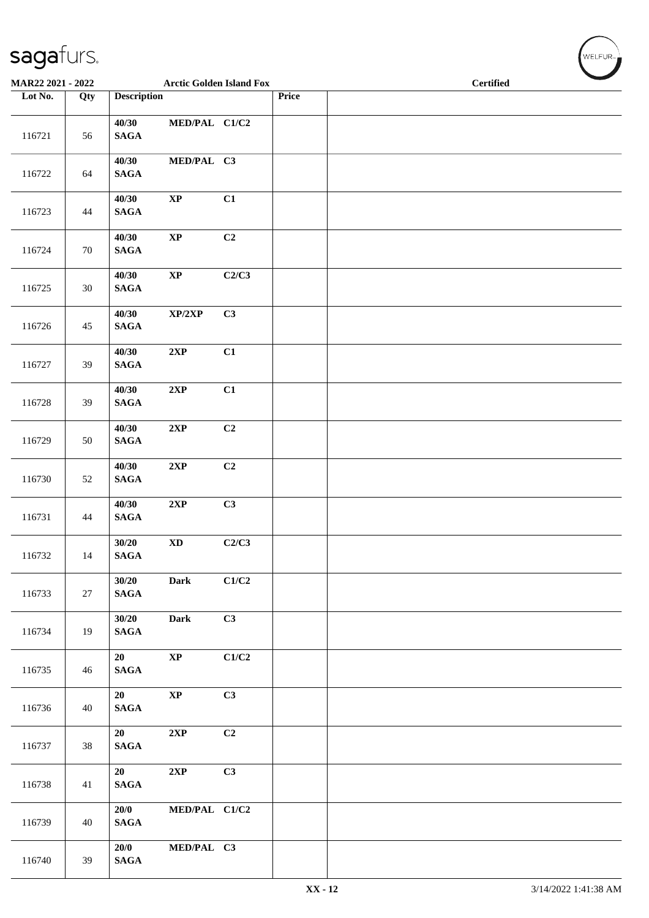MAR22 2021 - 2022 — Arctic Golden Island Fox — Certified

| Lot No. | Qty | Description | | | Price | |
|---|---|---|---|---|---|---|
| 116721 | 56 | 40/30 SAGA | MED/PAL | C1/C2 | | |
| 116722 | 64 | 40/30 SAGA | MED/PAL | C3 | | |
| 116723 | 44 | 40/30 SAGA | XP | C1 | | |
| 116724 | 70 | 40/30 SAGA | XP | C2 | | |
| 116725 | 30 | 40/30 SAGA | XP | C2/C3 | | |
| 116726 | 45 | 40/30 SAGA | XP/2XP | C3 | | |
| 116727 | 39 | 40/30 SAGA | 2XP | C1 | | |
| 116728 | 39 | 40/30 SAGA | 2XP | C1 | | |
| 116729 | 50 | 40/30 SAGA | 2XP | C2 | | |
| 116730 | 52 | 40/30 SAGA | 2XP | C2 | | |
| 116731 | 44 | 40/30 SAGA | 2XP | C3 | | |
| 116732 | 14 | 30/20 SAGA | XD | C2/C3 | | |
| 116733 | 27 | 30/20 SAGA | Dark | C1/C2 | | |
| 116734 | 19 | 30/20 SAGA | Dark | C3 | | |
| 116735 | 46 | 20 SAGA | XP | C1/C2 | | |
| 116736 | 40 | 20 SAGA | XP | C3 | | |
| 116737 | 38 | 20 SAGA | 2XP | C2 | | |
| 116738 | 41 | 20 SAGA | 2XP | C3 | | |
| 116739 | 40 | 20/0 SAGA | MED/PAL | C1/C2 | | |
| 116740 | 39 | 20/0 SAGA | MED/PAL | C3 | | |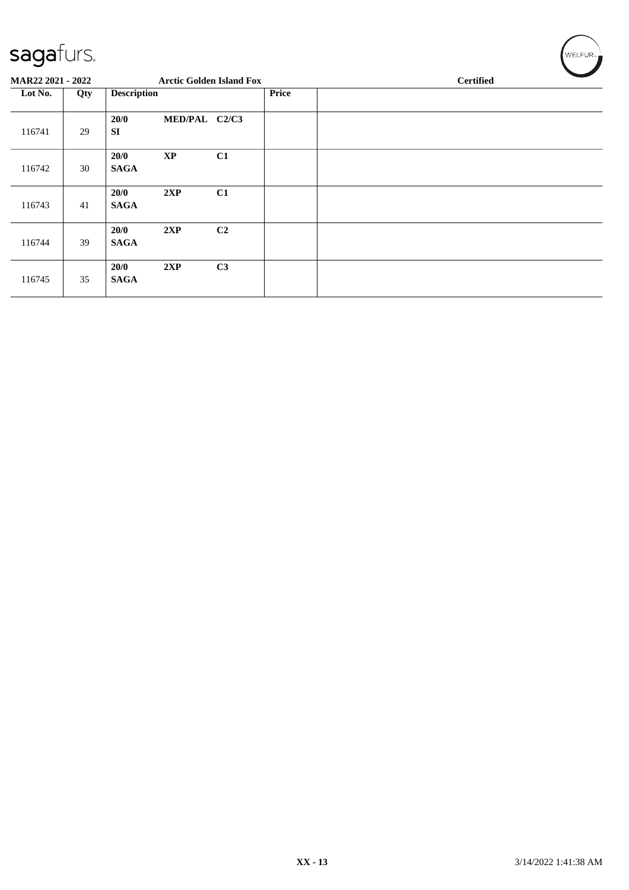**MAR22 2021 - 2022** **Arctic Golden Island Fox** **Certified**

| Lot No. | Qty | Description | | | Price | |
|---|---|---|---|---|---|---|
| 116741 | 29 | **20/0** **SI** | **MED/PAL** | **C2/C3** | | |
| 116742 | 30 | **20/0** **SAGA** | **XP** | **C1** | | |
| 116743 | 41 | **20/0** **SAGA** | **2XP** | **C1** | | |
| 116744 | 39 | **20/0** **SAGA** | **2XP** | **C2** | | |
| 116745 | 35 | **20/0** **SAGA** | **2XP** | **C3** | | |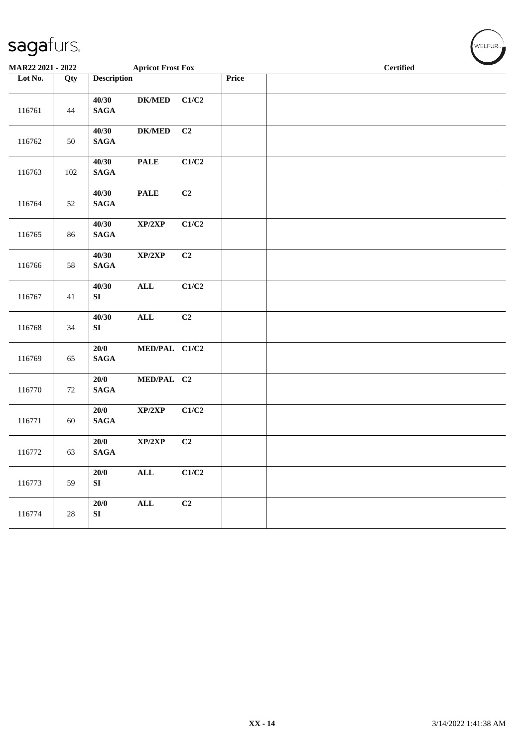MAR22 2021 - 2022 Apricot Frost Fox Certified

| Lot No. | Qty | Description | | | Price | |
|---|---|---|---|---|---|---|
| 116761 | 44 | 40/30 SAGA | DK/MED | C1/C2 | | |
| 116762 | 50 | 40/30 SAGA | DK/MED | C2 | | |
| 116763 | 102 | 40/30 SAGA | PALE | C1/C2 | | |
| 116764 | 52 | 40/30 SAGA | PALE | C2 | | |
| 116765 | 86 | 40/30 SAGA | XP/2XP | C1/C2 | | |
| 116766 | 58 | 40/30 SAGA | XP/2XP | C2 | | |
| 116767 | 41 | 40/30 SI | ALL | C1/C2 | | |
| 116768 | 34 | 40/30 SI | ALL | C2 | | |
| 116769 | 65 | 20/0 SAGA | MED/PAL | C1/C2 | | |
| 116770 | 72 | 20/0 SAGA | MED/PAL | C2 | | |
| 116771 | 60 | 20/0 SAGA | XP/2XP | C1/C2 | | |
| 116772 | 63 | 20/0 SAGA | XP/2XP | C2 | | |
| 116773 | 59 | 20/0 SI | ALL | C1/C2 | | |
| 116774 | 28 | 20/0 SI | ALL | C2 | | |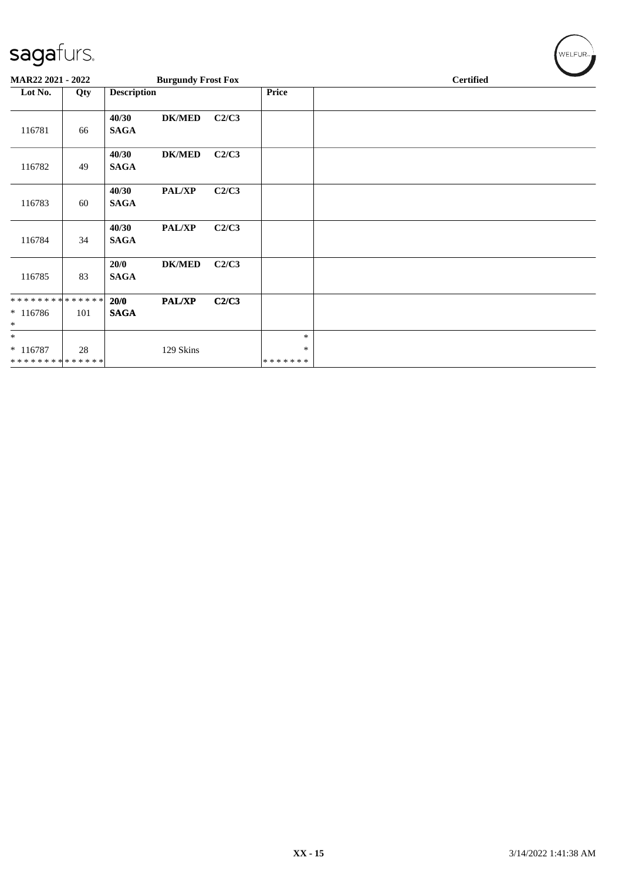sagafurs.

**MAR22 2021 - 2022** | **Burgundy Frost Fox** | **Certified**

| Lot No. | Qty | Description | | | Price | |
|---|---|---|---|---|---|---|
| 116781 | 66 | **40/30** **SAGA** | **DK/MED** | **C2/C3** | | |
| 116782 | 49 | **40/30** **SAGA** | **DK/MED** | **C2/C3** | | |
| 116783 | 60 | **40/30** **SAGA** | **PAL/XP** | **C2/C3** | | |
| 116784 | 34 | **40/30** **SAGA** | **PAL/XP** | **C2/C3** | | |
| 116785 | 83 | **20/0** **SAGA** | **DK/MED** | **C2/C3** | | |
| ************** * 116786 * | 101 | **20/0** **SAGA** | **PAL/XP** | **C2/C3** | | |
| * * 116787 ************** | 28 | | 129 Skins | | * * ******* | |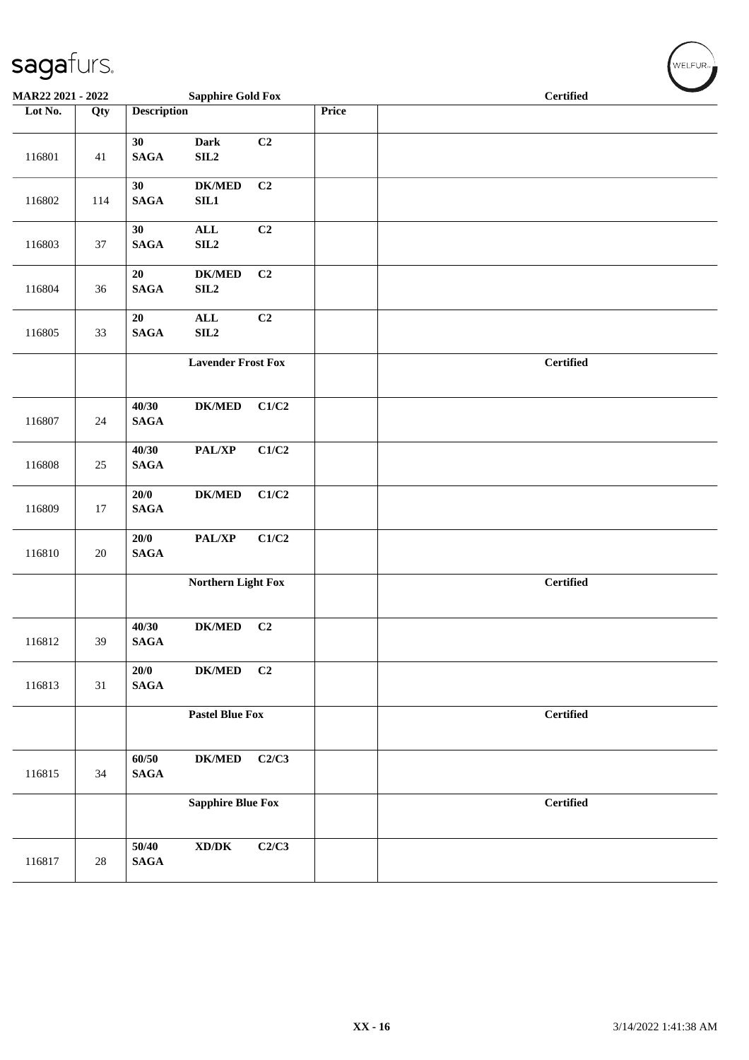**MAR22 2021 - 2022** — **Sapphire Gold Fox** — **Certified**

| Lot No. | Qty | Description | | | Price | |
|---|---|---|---|---|---|---|
| 116801 | 41 | 30 SAGA | Dark SIL2 | C2 | | |
| 116802 | 114 | 30 SAGA | DK/MED SIL1 | C2 | | |
| 116803 | 37 | 30 SAGA | ALL SIL2 | C2 | | |
| 116804 | 36 | 20 SAGA | DK/MED SIL2 | C2 | | |
| 116805 | 33 | 20 SAGA | ALL SIL2 | C2 | | |
| | | | **Lavender Frost Fox** | | | **Certified** |
| 116807 | 24 | 40/30 SAGA | DK/MED | C1/C2 | | |
| 116808 | 25 | 40/30 SAGA | PAL/XP | C1/C2 | | |
| 116809 | 17 | 20/0 SAGA | DK/MED | C1/C2 | | |
| 116810 | 20 | 20/0 SAGA | PAL/XP | C1/C2 | | |
| | | | **Northern Light Fox** | | | **Certified** |
| 116812 | 39 | 40/30 SAGA | DK/MED | C2 | | |
| 116813 | 31 | 20/0 SAGA | DK/MED | C2 | | |
| | | | **Pastel Blue Fox** | | | **Certified** |
| 116815 | 34 | 60/50 SAGA | DK/MED | C2/C3 | | |
| | | | **Sapphire Blue Fox** | | | **Certified** |
| 116817 | 28 | 50/40 SAGA | XD/DK | C2/C3 | | |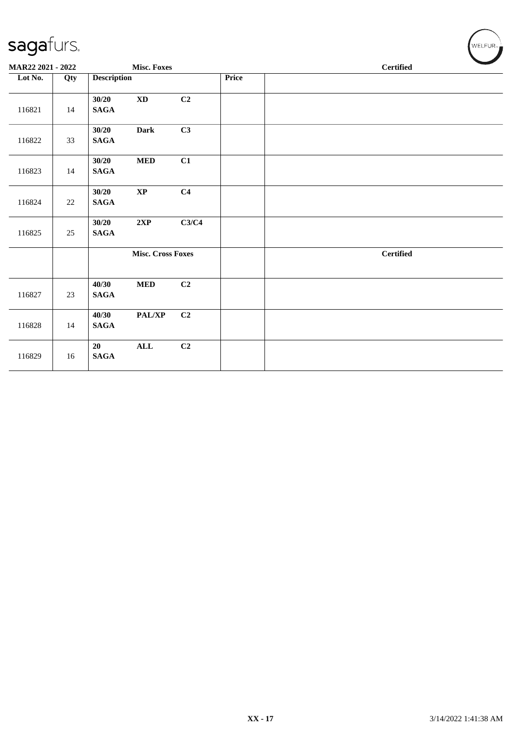| MAR22 2021 - 2022 | | Misc. Foxes | | | | Certified |
|---|---|---|---|---|---|---|
| Lot No. | Qty | Description | | | Price | |
| 116821 | 14 | 30/20 SAGA | XD | C2 | | |
| 116822 | 33 | 30/20 SAGA | Dark | C3 | | |
| 116823 | 14 | 30/20 SAGA | MED | C1 | | |
| 116824 | 22 | 30/20 SAGA | XP | C4 | | |
| 116825 | 25 | 30/20 SAGA | 2XP | C3/C4 | | |
| | | | **Misc. Cross Foxes** | | | **Certified** |
| 116827 | 23 | 40/30 SAGA | MED | C2 | | |
| 116828 | 14 | 40/30 SAGA | PAL/XP | C2 | | |
| 116829 | 16 | 20 SAGA | ALL | C2 | | |